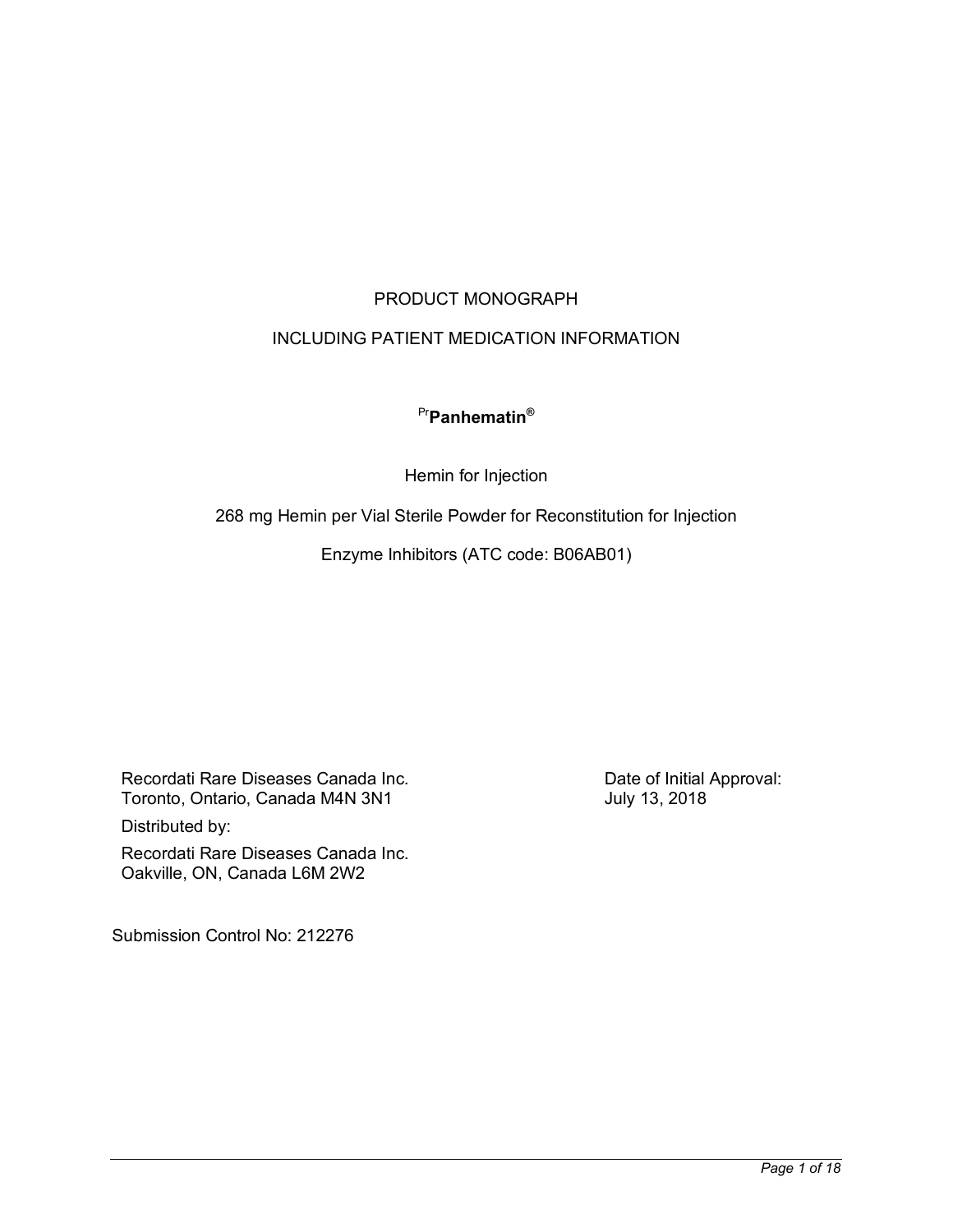PRODUCT MONOGRAPH

INCLUDING PATIENT MEDICATION INFORMATION

[Pr]**Panhematin®**

Hemin for Injection

268 mg Hemin per Vial Sterile Powder for Reconstitution for Injection

Enzyme Inhibitors (ATC code: B06AB01)

Recordati Rare Diseases Canada Inc.
Toronto, Ontario, Canada M4N 3N1

Distributed by:

Recordati Rare Diseases Canada Inc.
Oakville, ON, Canada L6M 2W2

Date of Initial Approval:
July 13, 2018

Submission Control No: 212276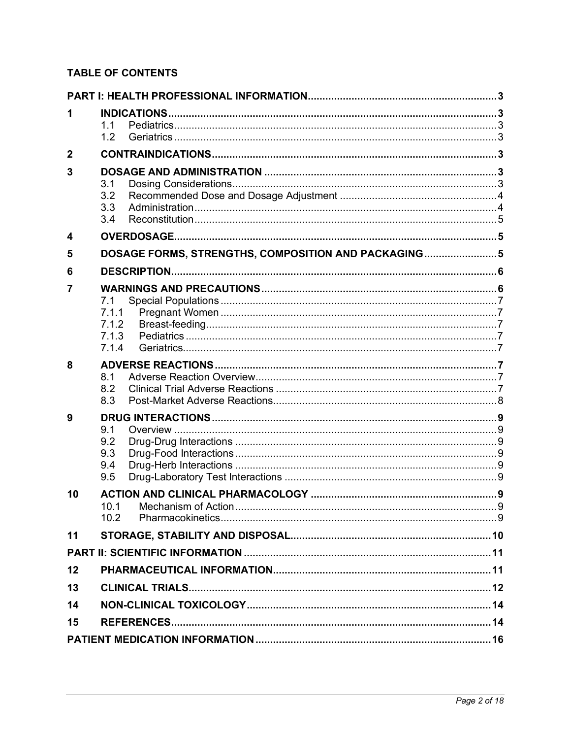**TABLE OF CONTENTS**

| | | |
|---|---|---|
| **PART I: HEALTH PROFESSIONAL INFORMATION** | | **3** |
| **1** | **INDICATIONS** | **3** |
| | 1.1 Pediatrics | 3 |
| | 1.2 Geriatrics | 3 |
| **2** | **CONTRAINDICATIONS** | **3** |
| **3** | **DOSAGE AND ADMINISTRATION** | **3** |
| | 3.1 Dosing Considerations | 3 |
| | 3.2 Recommended Dose and Dosage Adjustment | 4 |
| | 3.3 Administration | 4 |
| | 3.4 Reconstitution | 5 |
| **4** | **OVERDOSAGE** | **5** |
| **5** | **DOSAGE FORMS, STRENGTHS, COMPOSITION AND PACKAGING** | **5** |
| **6** | **DESCRIPTION** | **6** |
| **7** | **WARNINGS AND PRECAUTIONS** | **6** |
| | 7.1 Special Populations | 7 |
| | 7.1.1 Pregnant Women | 7 |
| | 7.1.2 Breast-feeding | 7 |
| | 7.1.3 Pediatrics | 7 |
| | 7.1.4 Geriatrics | 7 |
| **8** | **ADVERSE REACTIONS** | **7** |
| | 8.1 Adverse Reaction Overview | 7 |
| | 8.2 Clinical Trial Adverse Reactions | 7 |
| | 8.3 Post-Market Adverse Reactions | 8 |
| **9** | **DRUG INTERACTIONS** | **9** |
| | 9.1 Overview | 9 |
| | 9.2 Drug-Drug Interactions | 9 |
| | 9.3 Drug-Food Interactions | 9 |
| | 9.4 Drug-Herb Interactions | 9 |
| | 9.5 Drug-Laboratory Test Interactions | 9 |
| **10** | **ACTION AND CLINICAL PHARMACOLOGY** | **9** |
| | 10.1 Mechanism of Action | 9 |
| | 10.2 Pharmacokinetics | 9 |
| **11** | **STORAGE, STABILITY AND DISPOSAL** | **10** |
| **PART II: SCIENTIFIC INFORMATION** | | **11** |
| **12** | **PHARMACEUTICAL INFORMATION** | **11** |
| **13** | **CLINICAL TRIALS** | **12** |
| **14** | **NON-CLINICAL TOXICOLOGY** | **14** |
| **15** | **REFERENCES** | **14** |
| **PATIENT MEDICATION INFORMATION** | | **16** |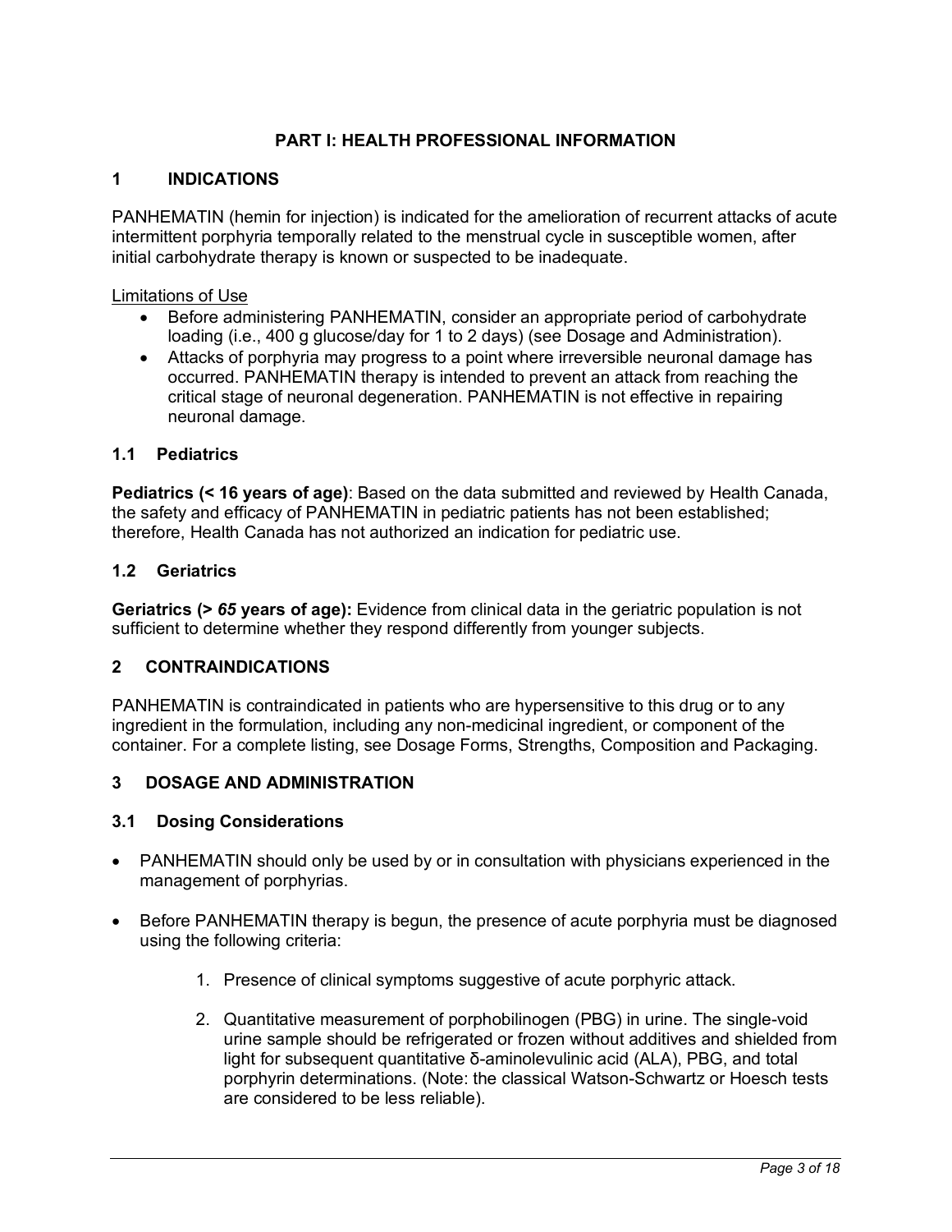# PART I: HEALTH PROFESSIONAL INFORMATION

## 1 INDICATIONS

PANHEMATIN (hemin for injection) is indicated for the amelioration of recurrent attacks of acute intermittent porphyria temporally related to the menstrual cycle in susceptible women, after initial carbohydrate therapy is known or suspected to be inadequate.

Limitations of Use

- Before administering PANHEMATIN, consider an appropriate period of carbohydrate loading (i.e., 400 g glucose/day for 1 to 2 days) (see Dosage and Administration).
- Attacks of porphyria may progress to a point where irreversible neuronal damage has occurred. PANHEMATIN therapy is intended to prevent an attack from reaching the critical stage of neuronal degeneration. PANHEMATIN is not effective in repairing neuronal damage.

### 1.1 Pediatrics

**Pediatrics (< 16 years of age)**: Based on the data submitted and reviewed by Health Canada, the safety and efficacy of PANHEMATIN in pediatric patients has not been established; therefore, Health Canada has not authorized an indication for pediatric use.

### 1.2 Geriatrics

**Geriatrics (> *65* years of age):** Evidence from clinical data in the geriatric population is not sufficient to determine whether they respond differently from younger subjects.

## 2 CONTRAINDICATIONS

PANHEMATIN is contraindicated in patients who are hypersensitive to this drug or to any ingredient in the formulation, including any non-medicinal ingredient, or component of the container. For a complete listing, see Dosage Forms, Strengths, Composition and Packaging.

## 3 DOSAGE AND ADMINISTRATION

### 3.1 Dosing Considerations

- PANHEMATIN should only be used by or in consultation with physicians experienced in the management of porphyrias.
- Before PANHEMATIN therapy is begun, the presence of acute porphyria must be diagnosed using the following criteria:

    1. Presence of clinical symptoms suggestive of acute porphyric attack.
    2. Quantitative measurement of porphobilinogen (PBG) in urine. The single-void urine sample should be refrigerated or frozen without additives and shielded from light for subsequent quantitative δ-aminolevulinic acid (ALA), PBG, and total porphyrin determinations. (Note: the classical Watson-Schwartz or Hoesch tests are considered to be less reliable).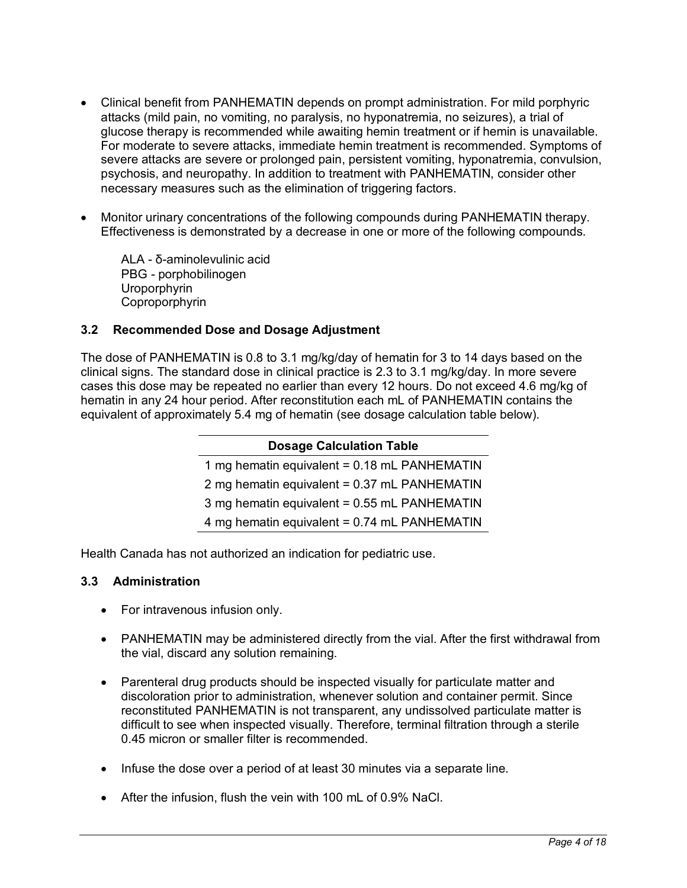- Clinical benefit from PANHEMATIN depends on prompt administration. For mild porphyric attacks (mild pain, no vomiting, no paralysis, no hyponatremia, no seizures), a trial of glucose therapy is recommended while awaiting hemin treatment or if hemin is unavailable. For moderate to severe attacks, immediate hemin treatment is recommended. Symptoms of severe attacks are severe or prolonged pain, persistent vomiting, hyponatremia, convulsion, psychosis, and neuropathy. In addition to treatment with PANHEMATIN, consider other necessary measures such as the elimination of triggering factors.

- Monitor urinary concentrations of the following compounds during PANHEMATIN therapy. Effectiveness is demonstrated by a decrease in one or more of the following compounds.

  ALA - δ-aminolevulinic acid
  PBG - porphobilinogen
  Uroporphyrin
  Coproporphyrin

### 3.2 Recommended Dose and Dosage Adjustment

The dose of PANHEMATIN is 0.8 to 3.1 mg/kg/day of hematin for 3 to 14 days based on the clinical signs. The standard dose in clinical practice is 2.3 to 3.1 mg/kg/day. In more severe cases this dose may be repeated no earlier than every 12 hours. Do not exceed 4.6 mg/kg of hematin in any 24 hour period. After reconstitution each mL of PANHEMATIN contains the equivalent of approximately 5.4 mg of hematin (see dosage calculation table below).

| Dosage Calculation Table |
|---|
| 1 mg hematin equivalent = 0.18 mL PANHEMATIN |
| 2 mg hematin equivalent = 0.37 mL PANHEMATIN |
| 3 mg hematin equivalent = 0.55 mL PANHEMATIN |
| 4 mg hematin equivalent = 0.74 mL PANHEMATIN |

Health Canada has not authorized an indication for pediatric use.

### 3.3 Administration

- For intravenous infusion only.

- PANHEMATIN may be administered directly from the vial. After the first withdrawal from the vial, discard any solution remaining.

- Parenteral drug products should be inspected visually for particulate matter and discoloration prior to administration, whenever solution and container permit. Since reconstituted PANHEMATIN is not transparent, any undissolved particulate matter is difficult to see when inspected visually. Therefore, terminal filtration through a sterile 0.45 micron or smaller filter is recommended.

- Infuse the dose over a period of at least 30 minutes via a separate line.

- After the infusion, flush the vein with 100 mL of 0.9% NaCl.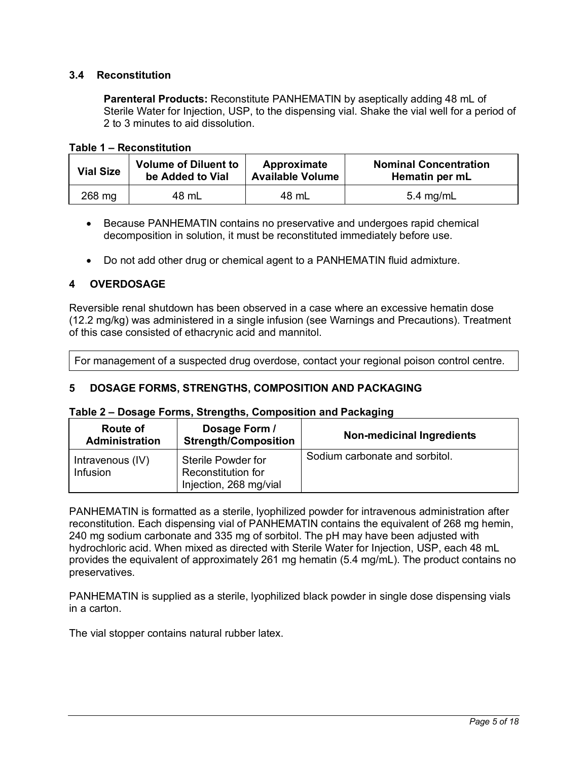### 3.4 Reconstitution

**Parenteral Products:** Reconstitute PANHEMATIN by aseptically adding 48 mL of Sterile Water for Injection, USP, to the dispensing vial. Shake the vial well for a period of 2 to 3 minutes to aid dissolution.

**Table 1 – Reconstitution**

| Vial Size | Volume of Diluent to be Added to Vial | Approximate Available Volume | Nominal Concentration Hematin per mL |
|---|---|---|---|
| 268 mg | 48 mL | 48 mL | 5.4 mg/mL |

- Because PANHEMATIN contains no preservative and undergoes rapid chemical decomposition in solution, it must be reconstituted immediately before use.
- Do not add other drug or chemical agent to a PANHEMATIN fluid admixture.

## 4 OVERDOSAGE

Reversible renal shutdown has been observed in a case where an excessive hematin dose (12.2 mg/kg) was administered in a single infusion (see Warnings and Precautions). Treatment of this case consisted of ethacrynic acid and mannitol.

For management of a suspected drug overdose, contact your regional poison control centre.

## 5 DOSAGE FORMS, STRENGTHS, COMPOSITION AND PACKAGING

**Table 2 – Dosage Forms, Strengths, Composition and Packaging**

| Route of Administration | Dosage Form / Strength/Composition | Non-medicinal Ingredients |
|---|---|---|
| Intravenous (IV) Infusion | Sterile Powder for Reconstitution for Injection, 268 mg/vial | Sodium carbonate and sorbitol. |

PANHEMATIN is formatted as a sterile, lyophilized powder for intravenous administration after reconstitution. Each dispensing vial of PANHEMATIN contains the equivalent of 268 mg hemin, 240 mg sodium carbonate and 335 mg of sorbitol. The pH may have been adjusted with hydrochloric acid. When mixed as directed with Sterile Water for Injection, USP, each 48 mL provides the equivalent of approximately 261 mg hematin (5.4 mg/mL). The product contains no preservatives.

PANHEMATIN is supplied as a sterile, lyophilized black powder in single dose dispensing vials in a carton.

The vial stopper contains natural rubber latex.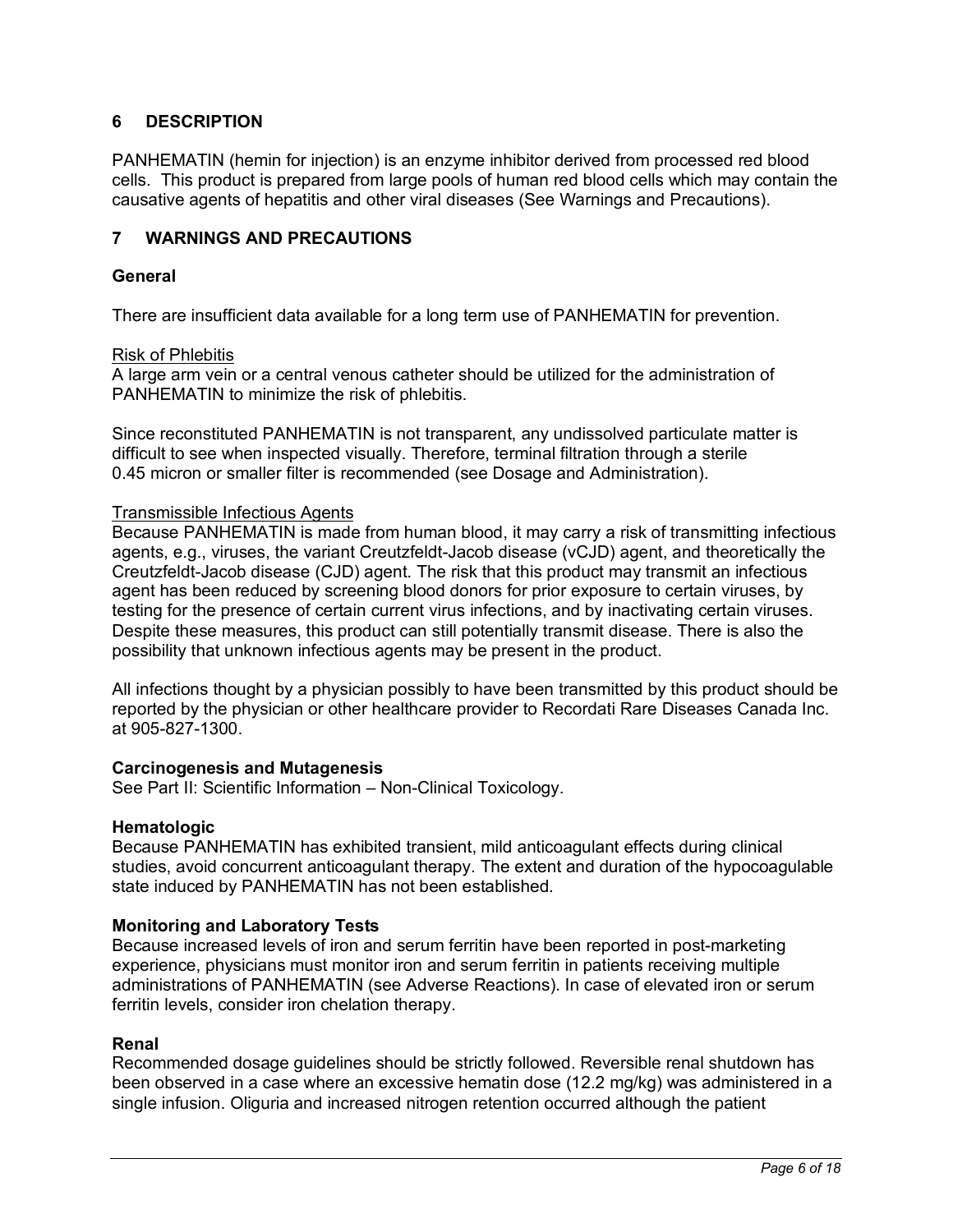## 6 DESCRIPTION

PANHEMATIN (hemin for injection) is an enzyme inhibitor derived from processed red blood cells. This product is prepared from large pools of human red blood cells which may contain the causative agents of hepatitis and other viral diseases (See Warnings and Precautions).

## 7 WARNINGS AND PRECAUTIONS

### General

There are insufficient data available for a long term use of PANHEMATIN for prevention.

Risk of Phlebitis

A large arm vein or a central venous catheter should be utilized for the administration of PANHEMATIN to minimize the risk of phlebitis.

Since reconstituted PANHEMATIN is not transparent, any undissolved particulate matter is difficult to see when inspected visually. Therefore, terminal filtration through a sterile 0.45 micron or smaller filter is recommended (see Dosage and Administration).

Transmissible Infectious Agents

Because PANHEMATIN is made from human blood, it may carry a risk of transmitting infectious agents, e.g., viruses, the variant Creutzfeldt-Jacob disease (vCJD) agent, and theoretically the Creutzfeldt-Jacob disease (CJD) agent. The risk that this product may transmit an infectious agent has been reduced by screening blood donors for prior exposure to certain viruses, by testing for the presence of certain current virus infections, and by inactivating certain viruses. Despite these measures, this product can still potentially transmit disease. There is also the possibility that unknown infectious agents may be present in the product.

All infections thought by a physician possibly to have been transmitted by this product should be reported by the physician or other healthcare provider to Recordati Rare Diseases Canada Inc. at 905-827-1300.

### Carcinogenesis and Mutagenesis

See Part II: Scientific Information – Non-Clinical Toxicology.

### Hematologic

Because PANHEMATIN has exhibited transient, mild anticoagulant effects during clinical studies, avoid concurrent anticoagulant therapy. The extent and duration of the hypocoagulable state induced by PANHEMATIN has not been established.

### Monitoring and Laboratory Tests

Because increased levels of iron and serum ferritin have been reported in post-marketing experience, physicians must monitor iron and serum ferritin in patients receiving multiple administrations of PANHEMATIN (see Adverse Reactions). In case of elevated iron or serum ferritin levels, consider iron chelation therapy.

### Renal

Recommended dosage guidelines should be strictly followed. Reversible renal shutdown has been observed in a case where an excessive hematin dose (12.2 mg/kg) was administered in a single infusion. Oliguria and increased nitrogen retention occurred although the patient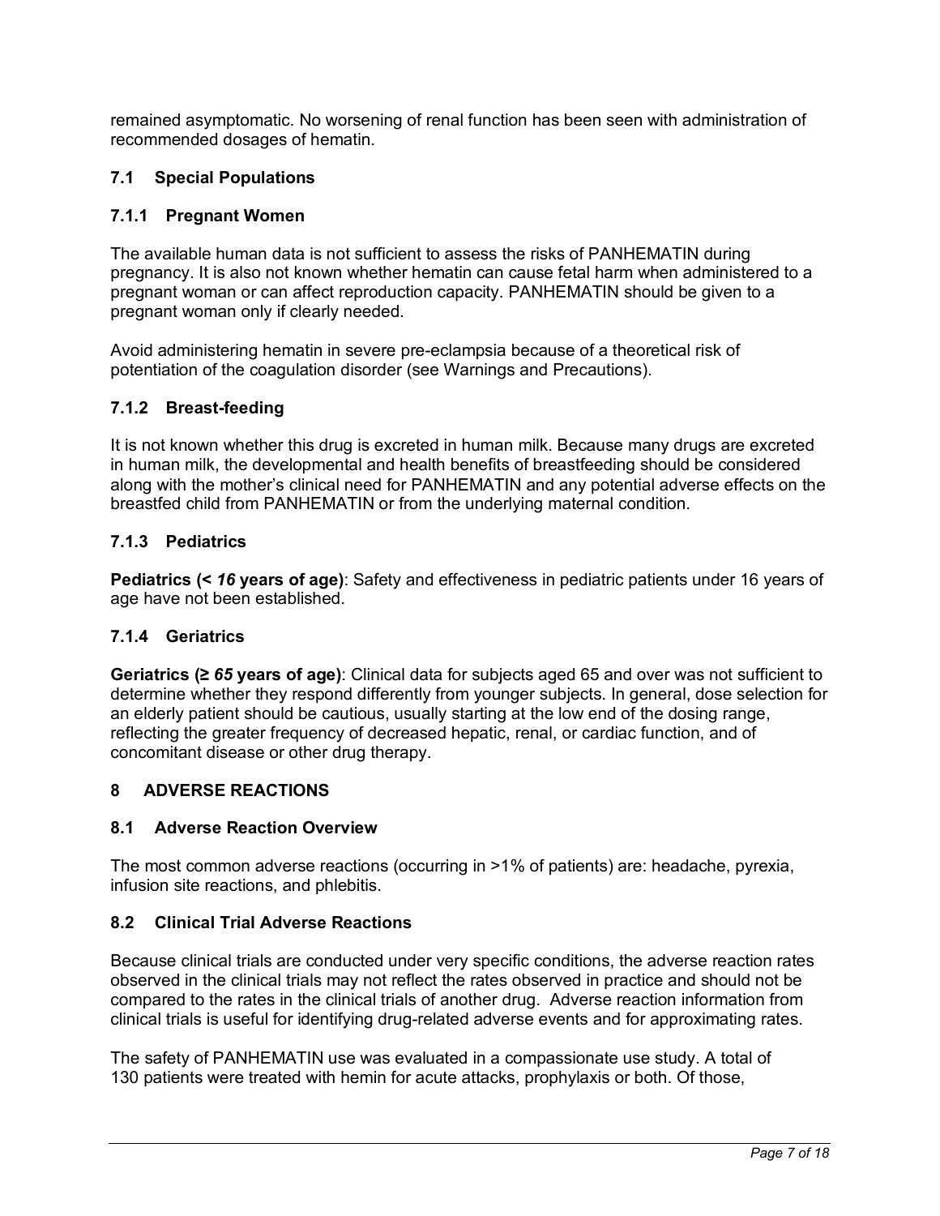remained asymptomatic. No worsening of renal function has been seen with administration of recommended dosages of hematin.

### 7.1 Special Populations

#### 7.1.1 Pregnant Women

The available human data is not sufficient to assess the risks of PANHEMATIN during pregnancy. It is also not known whether hematin can cause fetal harm when administered to a pregnant woman or can affect reproduction capacity. PANHEMATIN should be given to a pregnant woman only if clearly needed.

Avoid administering hematin in severe pre-eclampsia because of a theoretical risk of potentiation of the coagulation disorder (see Warnings and Precautions).

#### 7.1.2 Breast-feeding

It is not known whether this drug is excreted in human milk. Because many drugs are excreted in human milk, the developmental and health benefits of breastfeeding should be considered along with the mother's clinical need for PANHEMATIN and any potential adverse effects on the breastfed child from PANHEMATIN or from the underlying maternal condition.

#### 7.1.3 Pediatrics

**Pediatrics (< *16* years of age)**: Safety and effectiveness in pediatric patients under 16 years of age have not been established.

#### 7.1.4 Geriatrics

**Geriatrics (≥ *65* years of age)**: Clinical data for subjects aged 65 and over was not sufficient to determine whether they respond differently from younger subjects. In general, dose selection for an elderly patient should be cautious, usually starting at the low end of the dosing range, reflecting the greater frequency of decreased hepatic, renal, or cardiac function, and of concomitant disease or other drug therapy.

## 8 ADVERSE REACTIONS

### 8.1 Adverse Reaction Overview

The most common adverse reactions (occurring in >1% of patients) are: headache, pyrexia, infusion site reactions, and phlebitis.

### 8.2 Clinical Trial Adverse Reactions

Because clinical trials are conducted under very specific conditions, the adverse reaction rates observed in the clinical trials may not reflect the rates observed in practice and should not be compared to the rates in the clinical trials of another drug. Adverse reaction information from clinical trials is useful for identifying drug-related adverse events and for approximating rates.

The safety of PANHEMATIN use was evaluated in a compassionate use study. A total of 130 patients were treated with hemin for acute attacks, prophylaxis or both. Of those,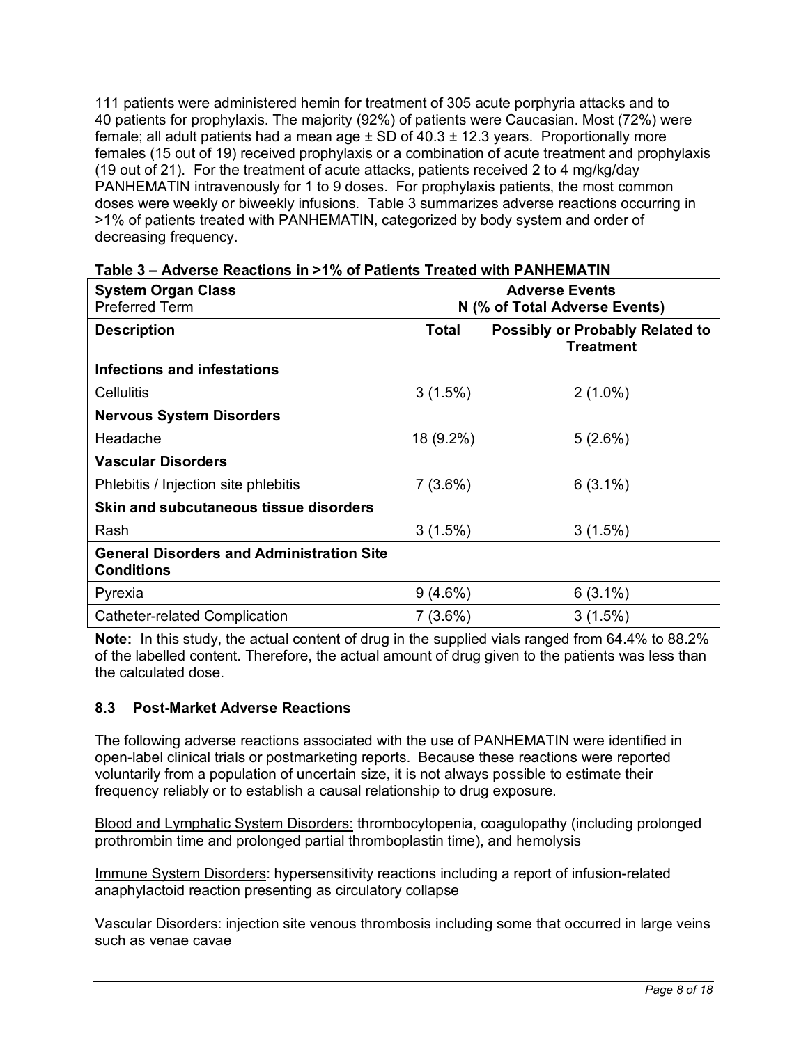111 patients were administered hemin for treatment of 305 acute porphyria attacks and to 40 patients for prophylaxis. The majority (92%) of patients were Caucasian. Most (72%) were female; all adult patients had a mean age ± SD of 40.3 ± 12.3 years. Proportionally more females (15 out of 19) received prophylaxis or a combination of acute treatment and prophylaxis (19 out of 21). For the treatment of acute attacks, patients received 2 to 4 mg/kg/day PANHEMATIN intravenously for 1 to 9 doses. For prophylaxis patients, the most common doses were weekly or biweekly infusions. Table 3 summarizes adverse reactions occurring in >1% of patients treated with PANHEMATIN, categorized by body system and order of decreasing frequency.

**Table 3 – Adverse Reactions in >1% of Patients Treated with PANHEMATIN**

| **System Organ Class** Preferred Term | **Adverse Events N (% of Total Adverse Events)** | |
|---|---|---|
| **Description** | **Total** | **Possibly or Probably Related to Treatment** |
| **Infections and infestations** | | |
| Cellulitis | 3 (1.5%) | 2 (1.0%) |
| **Nervous System Disorders** | | |
| Headache | 18 (9.2%) | 5 (2.6%) |
| **Vascular Disorders** | | |
| Phlebitis / Injection site phlebitis | 7 (3.6%) | 6 (3.1%) |
| **Skin and subcutaneous tissue disorders** | | |
| Rash | 3 (1.5%) | 3 (1.5%) |
| **General Disorders and Administration Site Conditions** | | |
| Pyrexia | 9 (4.6%) | 6 (3.1%) |
| Catheter-related Complication | 7 (3.6%) | 3 (1.5%) |

**Note:** In this study, the actual content of drug in the supplied vials ranged from 64.4% to 88.2% of the labelled content. Therefore, the actual amount of drug given to the patients was less than the calculated dose.

### 8.3 Post-Market Adverse Reactions

The following adverse reactions associated with the use of PANHEMATIN were identified in open-label clinical trials or postmarketing reports. Because these reactions were reported voluntarily from a population of uncertain size, it is not always possible to estimate their frequency reliably or to establish a causal relationship to drug exposure.

Blood and Lymphatic System Disorders: thrombocytopenia, coagulopathy (including prolonged prothrombin time and prolonged partial thromboplastin time), and hemolysis

Immune System Disorders: hypersensitivity reactions including a report of infusion-related anaphylactoid reaction presenting as circulatory collapse

Vascular Disorders: injection site venous thrombosis including some that occurred in large veins such as venae cavae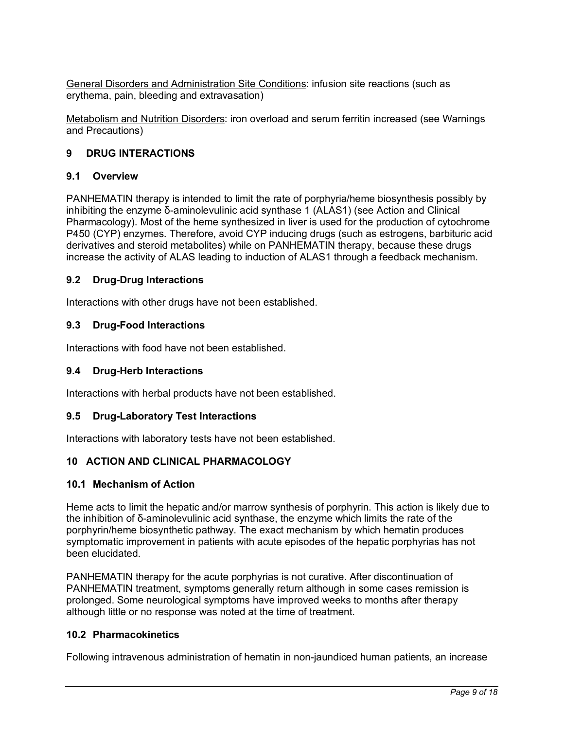<u>General Disorders and Administration Site Conditions</u>: infusion site reactions (such as erythema, pain, bleeding and extravasation)

<u>Metabolism and Nutrition Disorders</u>: iron overload and serum ferritin increased (see Warnings and Precautions)

## 9 DRUG INTERACTIONS

### 9.1 Overview

PANHEMATIN therapy is intended to limit the rate of porphyria/heme biosynthesis possibly by inhibiting the enzyme δ-aminolevulinic acid synthase 1 (ALAS1) (see Action and Clinical Pharmacology). Most of the heme synthesized in liver is used for the production of cytochrome P450 (CYP) enzymes. Therefore, avoid CYP inducing drugs (such as estrogens, barbituric acid derivatives and steroid metabolites) while on PANHEMATIN therapy, because these drugs increase the activity of ALAS leading to induction of ALAS1 through a feedback mechanism.

### 9.2 Drug-Drug Interactions

Interactions with other drugs have not been established.

### 9.3 Drug-Food Interactions

Interactions with food have not been established.

### 9.4 Drug-Herb Interactions

Interactions with herbal products have not been established.

### 9.5 Drug-Laboratory Test Interactions

Interactions with laboratory tests have not been established.

## 10 ACTION AND CLINICAL PHARMACOLOGY

### 10.1 Mechanism of Action

Heme acts to limit the hepatic and/or marrow synthesis of porphyrin. This action is likely due to the inhibition of δ-aminolevulinic acid synthase, the enzyme which limits the rate of the porphyrin/heme biosynthetic pathway. The exact mechanism by which hematin produces symptomatic improvement in patients with acute episodes of the hepatic porphyrias has not been elucidated.

PANHEMATIN therapy for the acute porphyrias is not curative. After discontinuation of PANHEMATIN treatment, symptoms generally return although in some cases remission is prolonged. Some neurological symptoms have improved weeks to months after therapy although little or no response was noted at the time of treatment.

### 10.2 Pharmacokinetics

Following intravenous administration of hematin in non-jaundiced human patients, an increase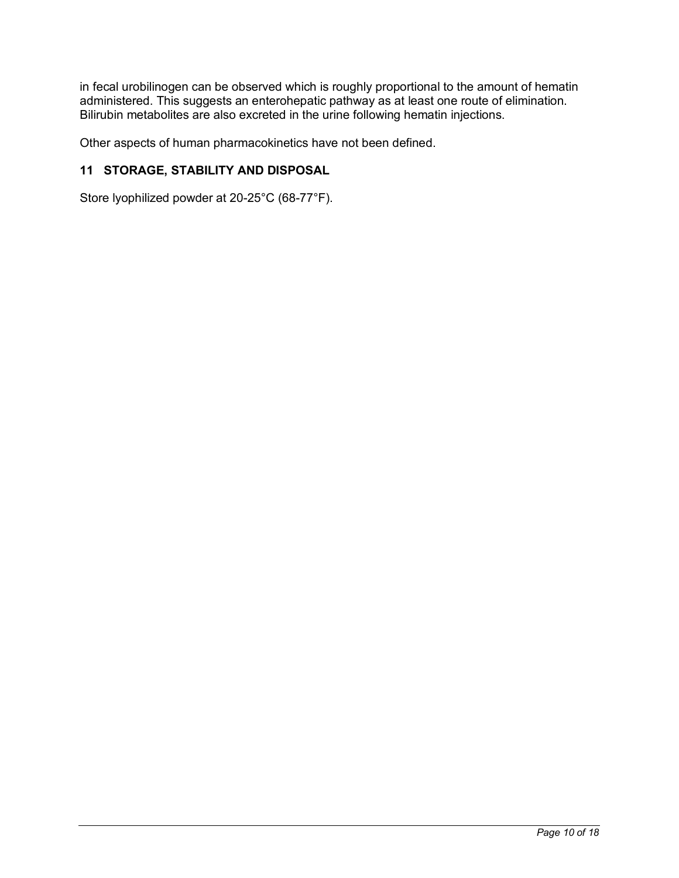in fecal urobilinogen can be observed which is roughly proportional to the amount of hematin administered. This suggests an enterohepatic pathway as at least one route of elimination. Bilirubin metabolites are also excreted in the urine following hematin injections.

Other aspects of human pharmacokinetics have not been defined.

## 11 STORAGE, STABILITY AND DISPOSAL

Store lyophilized powder at 20-25°C (68-77°F).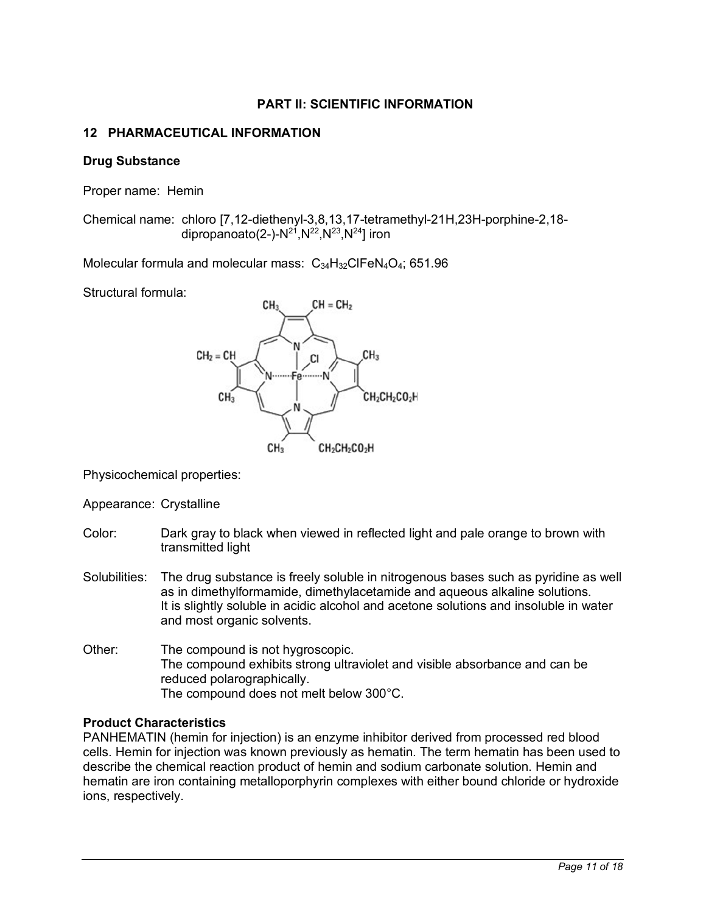## PART II: SCIENTIFIC INFORMATION

## 12 PHARMACEUTICAL INFORMATION

### Drug Substance

Proper name: Hemin

Chemical name: chloro [7,12-diethenyl-3,8,13,17-tetramethyl-21H,23H-porphine-2,18-dipropanoato(2-)-$N^{21}$,$N^{22}$,$N^{23}$,$N^{24}$] iron

Molecular formula and molecular mass: $C_{34}H_{32}ClFeN_4O_4$; 651.96

Structural formula:

Physicochemical properties:

Appearance: Crystalline

Color: Dark gray to black when viewed in reflected light and pale orange to brown with transmitted light

Solubilities: The drug substance is freely soluble in nitrogenous bases such as pyridine as well as in dimethylformamide, dimethylacetamide and aqueous alkaline solutions. It is slightly soluble in acidic alcohol and acetone solutions and insoluble in water and most organic solvents.

Other: The compound is not hygroscopic.
The compound exhibits strong ultraviolet and visible absorbance and can be reduced polarographically.
The compound does not melt below 300°C.

**Product Characteristics**

PANHEMATIN (hemin for injection) is an enzyme inhibitor derived from processed red blood cells. Hemin for injection was known previously as hematin. The term hematin has been used to describe the chemical reaction product of hemin and sodium carbonate solution. Hemin and hematin are iron containing metalloporphyrin complexes with either bound chloride or hydroxide ions, respectively.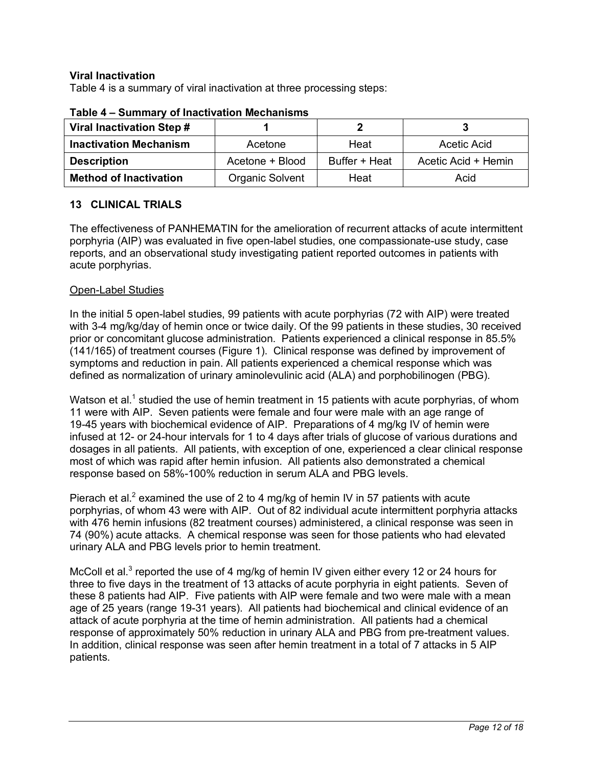**Viral Inactivation**

Table 4 is a summary of viral inactivation at three processing steps:

**Table 4 – Summary of Inactivation Mechanisms**

| **Viral Inactivation Step #** | **1** | **2** | **3** |
|---|---|---|---|
| **Inactivation Mechanism** | Acetone | Heat | Acetic Acid |
| **Description** | Acetone + Blood | Buffer + Heat | Acetic Acid + Hemin |
| **Method of Inactivation** | Organic Solvent | Heat | Acid |

## 13 CLINICAL TRIALS

The effectiveness of PANHEMATIN for the amelioration of recurrent attacks of acute intermittent porphyria (AIP) was evaluated in five open-label studies, one compassionate-use study, case reports, and an observational study investigating patient reported outcomes in patients with acute porphyrias.

Open-Label Studies

In the initial 5 open-label studies, 99 patients with acute porphyrias (72 with AIP) were treated with 3-4 mg/kg/day of hemin once or twice daily. Of the 99 patients in these studies, 30 received prior or concomitant glucose administration. Patients experienced a clinical response in 85.5% (141/165) of treatment courses (Figure 1). Clinical response was defined by improvement of symptoms and reduction in pain. All patients experienced a chemical response which was defined as normalization of urinary aminolevulinic acid (ALA) and porphobilinogen (PBG).

Watson et al.[1] studied the use of hemin treatment in 15 patients with acute porphyrias, of whom 11 were with AIP. Seven patients were female and four were male with an age range of 19-45 years with biochemical evidence of AIP. Preparations of 4 mg/kg IV of hemin were infused at 12- or 24-hour intervals for 1 to 4 days after trials of glucose of various durations and dosages in all patients. All patients, with exception of one, experienced a clear clinical response most of which was rapid after hemin infusion. All patients also demonstrated a chemical response based on 58%-100% reduction in serum ALA and PBG levels.

Pierach et al.[2] examined the use of 2 to 4 mg/kg of hemin IV in 57 patients with acute porphyrias, of whom 43 were with AIP. Out of 82 individual acute intermittent porphyria attacks with 476 hemin infusions (82 treatment courses) administered, a clinical response was seen in 74 (90%) acute attacks. A chemical response was seen for those patients who had elevated urinary ALA and PBG levels prior to hemin treatment.

McColl et al.[3] reported the use of 4 mg/kg of hemin IV given either every 12 or 24 hours for three to five days in the treatment of 13 attacks of acute porphyria in eight patients. Seven of these 8 patients had AIP. Five patients with AIP were female and two were male with a mean age of 25 years (range 19-31 years). All patients had biochemical and clinical evidence of an attack of acute porphyria at the time of hemin administration. All patients had a chemical response of approximately 50% reduction in urinary ALA and PBG from pre-treatment values. In addition, clinical response was seen after hemin treatment in a total of 7 attacks in 5 AIP patients.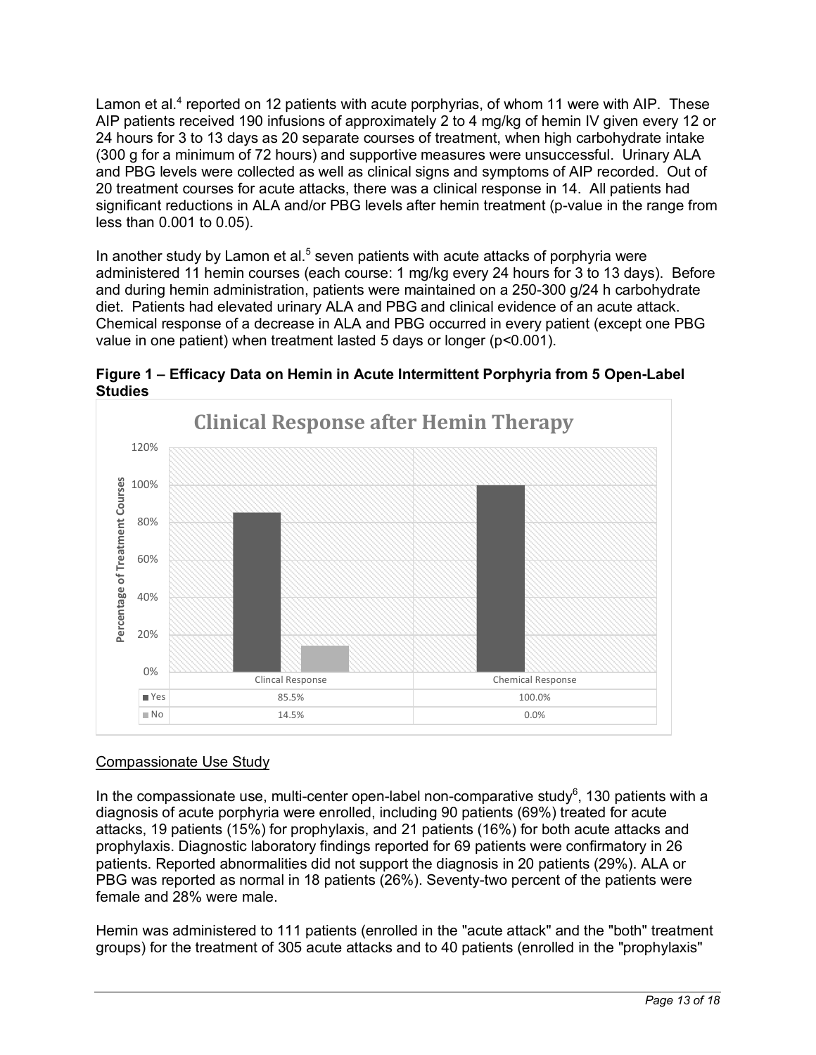Lamon et al.[4] reported on 12 patients with acute porphyrias, of whom 11 were with AIP. These AIP patients received 190 infusions of approximately 2 to 4 mg/kg of hemin IV given every 12 or 24 hours for 3 to 13 days as 20 separate courses of treatment, when high carbohydrate intake (300 g for a minimum of 72 hours) and supportive measures were unsuccessful. Urinary ALA and PBG levels were collected as well as clinical signs and symptoms of AIP recorded. Out of 20 treatment courses for acute attacks, there was a clinical response in 14. All patients had significant reductions in ALA and/or PBG levels after hemin treatment (p-value in the range from less than 0.001 to 0.05).

In another study by Lamon et al.[5] seven patients with acute attacks of porphyria were administered 11 hemin courses (each course: 1 mg/kg every 24 hours for 3 to 13 days). Before and during hemin administration, patients were maintained on a 250-300 g/24 h carbohydrate diet. Patients had elevated urinary ALA and PBG and clinical evidence of an acute attack. Chemical response of a decrease in ALA and PBG occurred in every patient (except one PBG value in one patient) when treatment lasted 5 days or longer ($p<0.001$).

**Figure 1 – Efficacy Data on Hemin in Acute Intermittent Porphyria from 5 Open-Label Studies**

**Clinical Response after Hemin Therapy**

| | Clincal Response | Chemical Response |
|---|---|---|
| Yes | 85.5% | 100.0% |
| No | 14.5% | 0.0% |

Compassionate Use Study

In the compassionate use, multi-center open-label non-comparative study[6], 130 patients with a diagnosis of acute porphyria were enrolled, including 90 patients (69%) treated for acute attacks, 19 patients (15%) for prophylaxis, and 21 patients (16%) for both acute attacks and prophylaxis. Diagnostic laboratory findings reported for 69 patients were confirmatory in 26 patients. Reported abnormalities did not support the diagnosis in 20 patients (29%). ALA or PBG was reported as normal in 18 patients (26%). Seventy-two percent of the patients were female and 28% were male.

Hemin was administered to 111 patients (enrolled in the "acute attack" and the "both" treatment groups) for the treatment of 305 acute attacks and to 40 patients (enrolled in the "prophylaxis"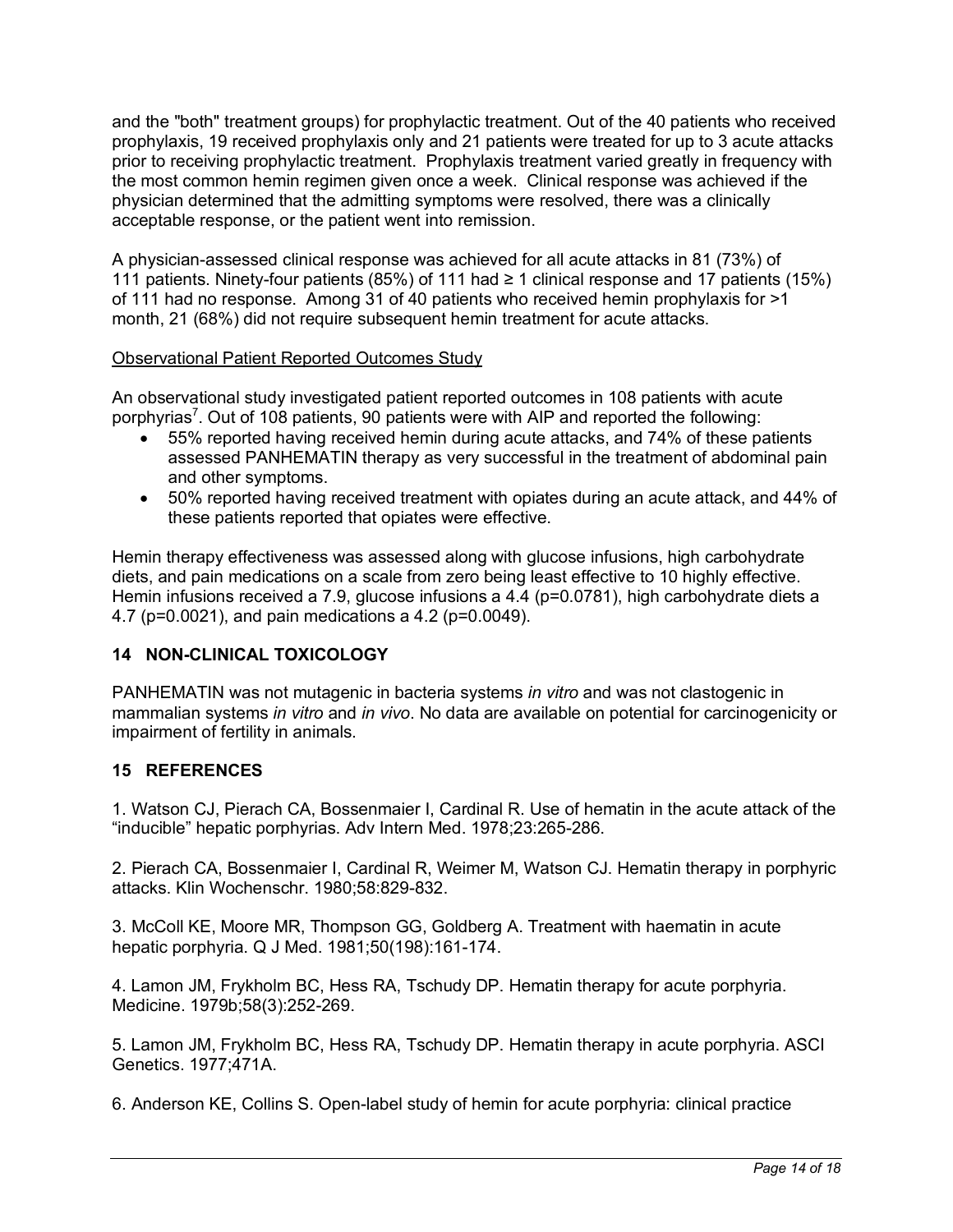and the "both" treatment groups) for prophylactic treatment. Out of the 40 patients who received prophylaxis, 19 received prophylaxis only and 21 patients were treated for up to 3 acute attacks prior to receiving prophylactic treatment. Prophylaxis treatment varied greatly in frequency with the most common hemin regimen given once a week. Clinical response was achieved if the physician determined that the admitting symptoms were resolved, there was a clinically acceptable response, or the patient went into remission.

A physician-assessed clinical response was achieved for all acute attacks in 81 (73%) of 111 patients. Ninety-four patients (85%) of 111 had ≥ 1 clinical response and 17 patients (15%) of 111 had no response. Among 31 of 40 patients who received hemin prophylaxis for >1 month, 21 (68%) did not require subsequent hemin treatment for acute attacks.

Observational Patient Reported Outcomes Study

An observational study investigated patient reported outcomes in 108 patients with acute porphyrias[7]. Out of 108 patients, 90 patients were with AIP and reported the following:

- 55% reported having received hemin during acute attacks, and 74% of these patients assessed PANHEMATIN therapy as very successful in the treatment of abdominal pain and other symptoms.
- 50% reported having received treatment with opiates during an acute attack, and 44% of these patients reported that opiates were effective.

Hemin therapy effectiveness was assessed along with glucose infusions, high carbohydrate diets, and pain medications on a scale from zero being least effective to 10 highly effective. Hemin infusions received a 7.9, glucose infusions a 4.4 (p=0.0781), high carbohydrate diets a 4.7 (p=0.0021), and pain medications a 4.2 (p=0.0049).

## 14 NON-CLINICAL TOXICOLOGY

PANHEMATIN was not mutagenic in bacteria systems *in vitro* and was not clastogenic in mammalian systems *in vitro* and *in vivo*. No data are available on potential for carcinogenicity or impairment of fertility in animals.

## 15 REFERENCES

1. Watson CJ, Pierach CA, Bossenmaier I, Cardinal R. Use of hematin in the acute attack of the “inducible” hepatic porphyrias. Adv Intern Med. 1978;23:265-286.

2. Pierach CA, Bossenmaier I, Cardinal R, Weimer M, Watson CJ. Hematin therapy in porphyric attacks. Klin Wochenschr. 1980;58:829-832.

3. McColl KE, Moore MR, Thompson GG, Goldberg A. Treatment with haematin in acute hepatic porphyria. Q J Med. 1981;50(198):161-174.

4. Lamon JM, Frykholm BC, Hess RA, Tschudy DP. Hematin therapy for acute porphyria. Medicine. 1979b;58(3):252-269.

5. Lamon JM, Frykholm BC, Hess RA, Tschudy DP. Hematin therapy in acute porphyria. ASCI Genetics. 1977;471A.

6. Anderson KE, Collins S. Open-label study of hemin for acute porphyria: clinical practice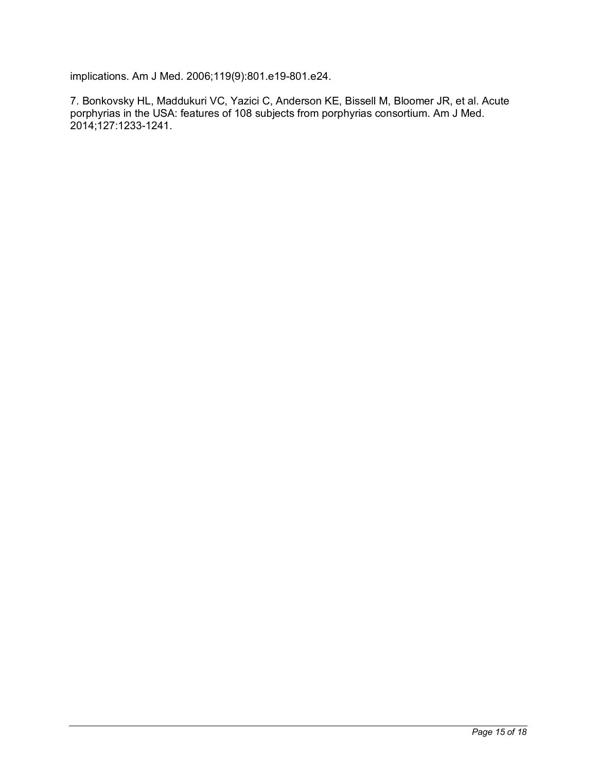implications. Am J Med. 2006;119(9):801.e19-801.e24.

7. Bonkovsky HL, Maddukuri VC, Yazici C, Anderson KE, Bissell M, Bloomer JR, et al. Acute porphyrias in the USA: features of 108 subjects from porphyrias consortium. Am J Med. 2014;127:1233-1241.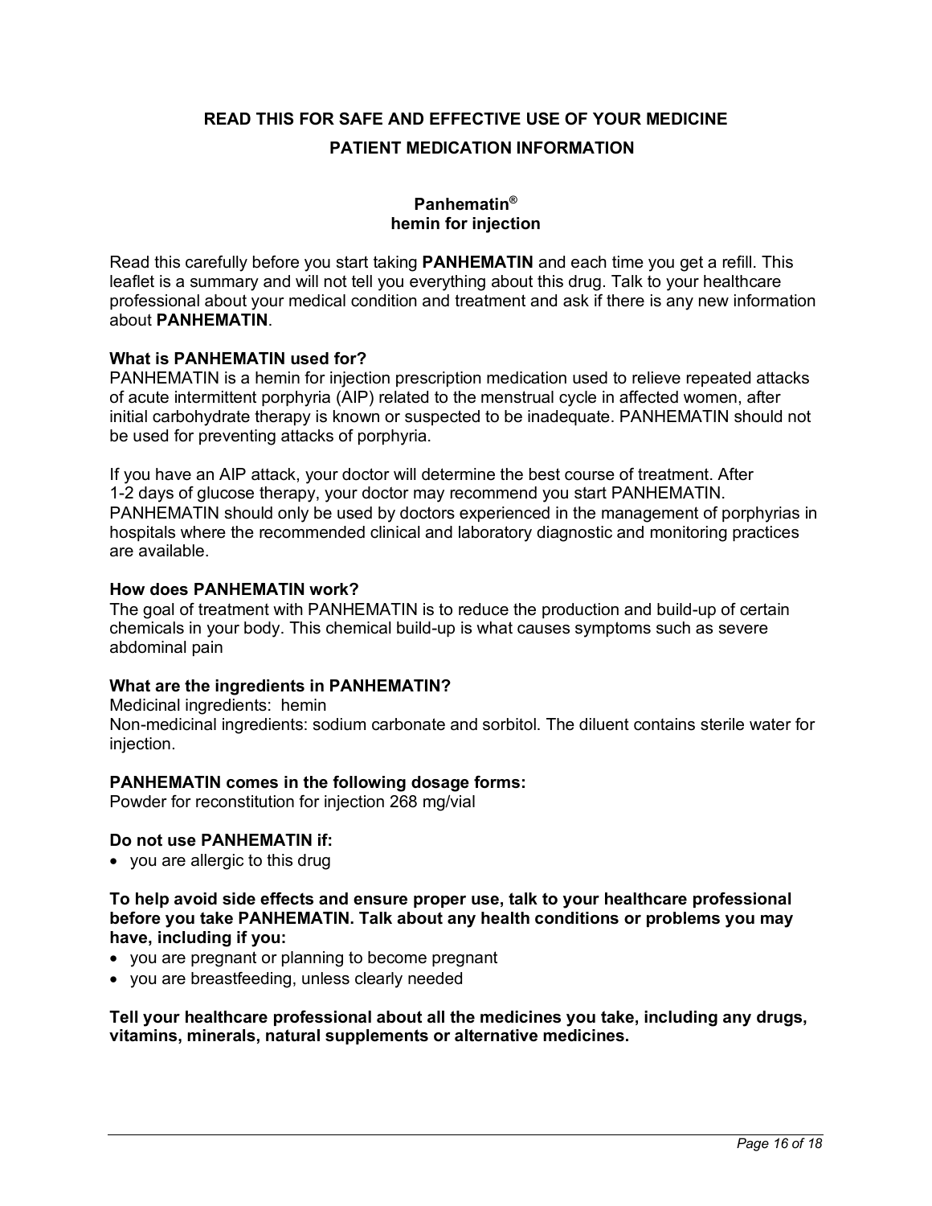# READ THIS FOR SAFE AND EFFECTIVE USE OF YOUR MEDICINE

# PATIENT MEDICATION INFORMATION

## Panhematin®
## hemin for injection

Read this carefully before you start taking **PANHEMATIN** and each time you get a refill. This leaflet is a summary and will not tell you everything about this drug. Talk to your healthcare professional about your medical condition and treatment and ask if there is any new information about **PANHEMATIN**.

**What is PANHEMATIN used for?**

PANHEMATIN is a hemin for injection prescription medication used to relieve repeated attacks of acute intermittent porphyria (AIP) related to the menstrual cycle in affected women, after initial carbohydrate therapy is known or suspected to be inadequate. PANHEMATIN should not be used for preventing attacks of porphyria.

If you have an AIP attack, your doctor will determine the best course of treatment. After 1-2 days of glucose therapy, your doctor may recommend you start PANHEMATIN. PANHEMATIN should only be used by doctors experienced in the management of porphyrias in hospitals where the recommended clinical and laboratory diagnostic and monitoring practices are available.

**How does PANHEMATIN work?**

The goal of treatment with PANHEMATIN is to reduce the production and build-up of certain chemicals in your body. This chemical build-up is what causes symptoms such as severe abdominal pain

**What are the ingredients in PANHEMATIN?**

Medicinal ingredients: hemin

Non-medicinal ingredients: sodium carbonate and sorbitol. The diluent contains sterile water for injection.

**PANHEMATIN comes in the following dosage forms:**

Powder for reconstitution for injection 268 mg/vial

**Do not use PANHEMATIN if:**

- you are allergic to this drug

**To help avoid side effects and ensure proper use, talk to your healthcare professional before you take PANHEMATIN. Talk about any health conditions or problems you may have, including if you:**

- you are pregnant or planning to become pregnant
- you are breastfeeding, unless clearly needed

**Tell your healthcare professional about all the medicines you take, including any drugs, vitamins, minerals, natural supplements or alternative medicines.**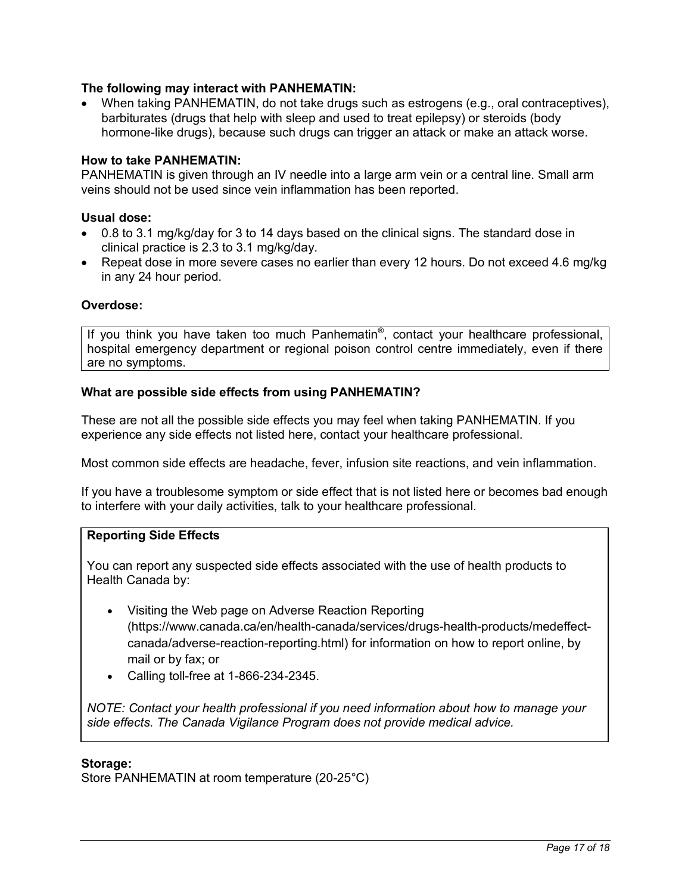**The following may interact with PANHEMATIN:**

- When taking PANHEMATIN, do not take drugs such as estrogens (e.g., oral contraceptives), barbiturates (drugs that help with sleep and used to treat epilepsy) or steroids (body hormone-like drugs), because such drugs can trigger an attack or make an attack worse.

**How to take PANHEMATIN:**

PANHEMATIN is given through an IV needle into a large arm vein or a central line. Small arm veins should not be used since vein inflammation has been reported.

**Usual dose:**

- 0.8 to 3.1 mg/kg/day for 3 to 14 days based on the clinical signs. The standard dose in clinical practice is 2.3 to 3.1 mg/kg/day.
- Repeat dose in more severe cases no earlier than every 12 hours. Do not exceed 4.6 mg/kg in any 24 hour period.

**Overdose:**

| If you think you have taken too much Panhematin®, contact your healthcare professional, hospital emergency department or regional poison control centre immediately, even if there are no symptoms. |
| --- |

**What are possible side effects from using PANHEMATIN?**

These are not all the possible side effects you may feel when taking PANHEMATIN. If you experience any side effects not listed here, contact your healthcare professional.

Most common side effects are headache, fever, infusion site reactions, and vein inflammation.

If you have a troublesome symptom or side effect that is not listed here or becomes bad enough to interfere with your daily activities, talk to your healthcare professional.

**Reporting Side Effects**

You can report any suspected side effects associated with the use of health products to Health Canada by:

- Visiting the Web page on Adverse Reaction Reporting (https://www.canada.ca/en/health-canada/services/drugs-health-products/medeffect-canada/adverse-reaction-reporting.html) for information on how to report online, by mail or by fax; or
- Calling toll-free at 1-866-234-2345.

*NOTE: Contact your health professional if you need information about how to manage your side effects. The Canada Vigilance Program does not provide medical advice.*

**Storage:**

Store PANHEMATIN at room temperature (20-25°C)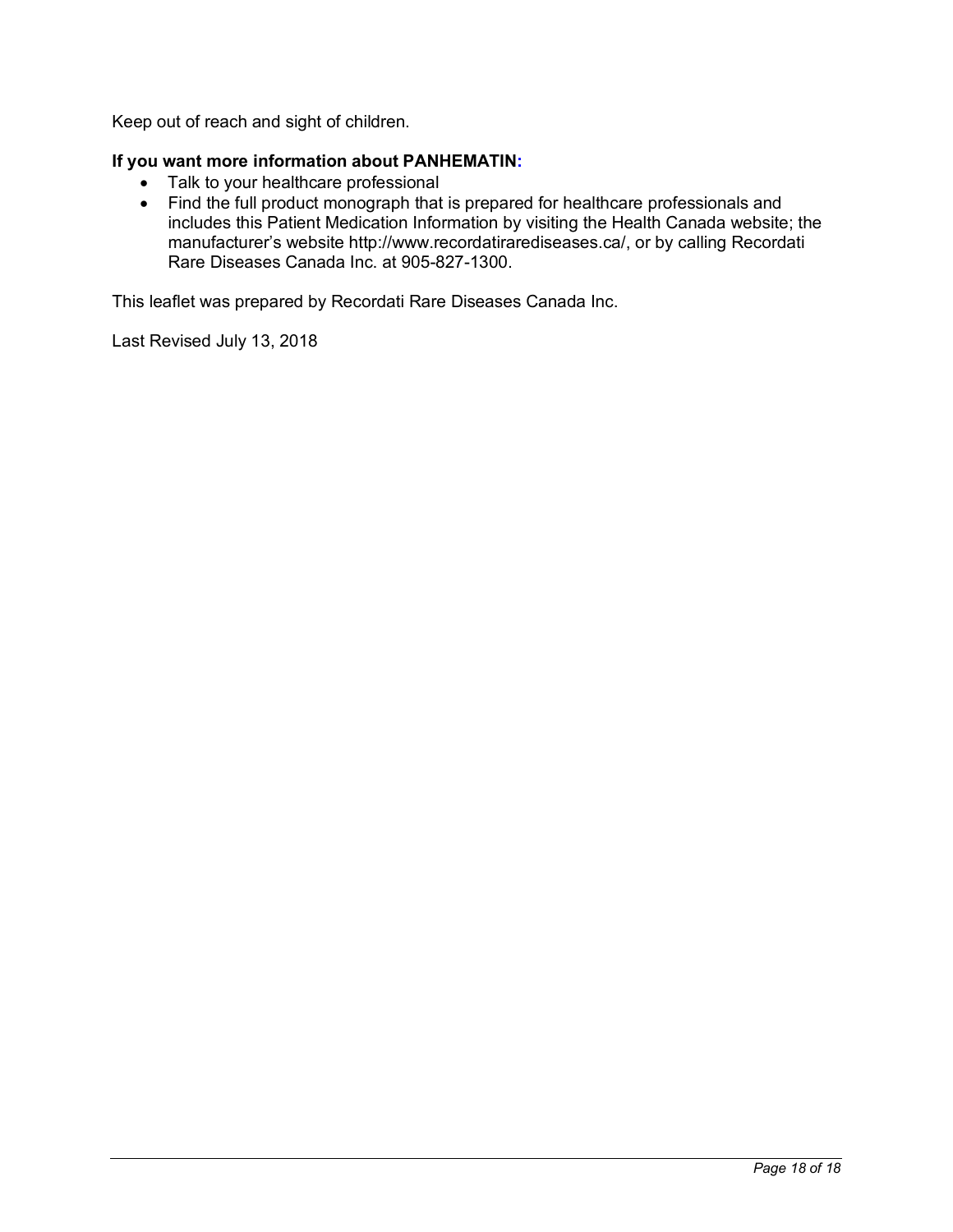Keep out of reach and sight of children.

**If you want more information about PANHEMATIN:**

- Talk to your healthcare professional
- Find the full product monograph that is prepared for healthcare professionals and includes this Patient Medication Information by visiting the Health Canada website; the manufacturer's website http://www.recordatirarediseases.ca/, or by calling Recordati Rare Diseases Canada Inc. at 905-827-1300.

This leaflet was prepared by Recordati Rare Diseases Canada Inc.

Last Revised July 13, 2018